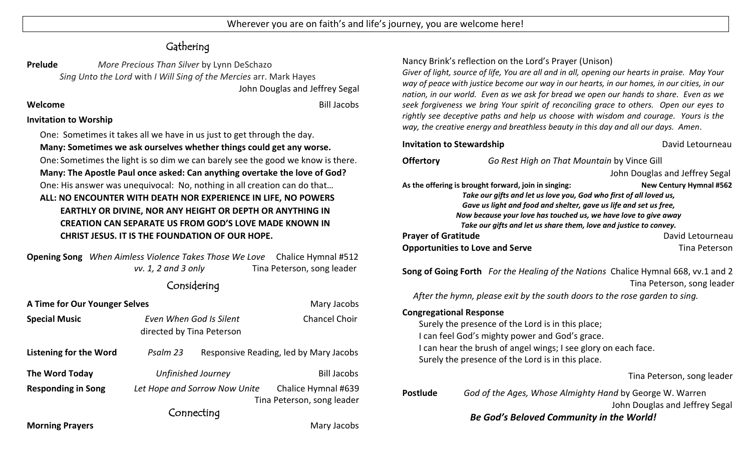Wherever you are on faith's and life's journey, you are welcome here!

## Gathering

**Prelude** *More Precious Than Silver* by Lynn DeSchazo
*Sing Unto the Lord* with *I Will Sing of the Mercies* arr. Mark Hayes
John Douglas and Jeffrey Segal

**Welcome** Bill Jacobs

**Invitation to Worship**

One: Sometimes it takes all we have in us just to get through the day.
**Many: Sometimes we ask ourselves whether things could get any worse.**
One: Sometimes the light is so dim we can barely see the good we know is there.
**Many: The Apostle Paul once asked: Can anything overtake the love of God?**
One: His answer was unequivocal: No, nothing in all creation can do that…
**ALL: NO ENCOUNTER WITH DEATH NOR EXPERIENCE IN LIFE, NO POWERS EARTHLY OR DIVINE, NOR ANY HEIGHT OR DEPTH OR ANYTHING IN CREATION CAN SEPARATE US FROM GOD'S LOVE MADE KNOWN IN CHRIST JESUS. IT IS THE FOUNDATION OF OUR HOPE.**

**Opening Song** *When Aimless Violence Takes Those We Love* Chalice Hymnal #512
*vv. 1, 2 and 3 only* Tina Peterson, song leader

## Considering

**A Time for Our Younger Selves** Mary Jacobs

**Special Music** *Even When God Is Silent* Chancel Choir
directed by Tina Peterson

**Listening for the Word** *Psalm 23* Responsive Reading, led by Mary Jacobs

**The Word Today** *Unfinished Journey* Bill Jacobs

**Responding in Song** *Let Hope and Sorrow Now Unite* Chalice Hymnal #639
Tina Peterson, song leader

## Connecting

**Morning Prayers** Mary Jacobs

Nancy Brink's reflection on the Lord's Prayer (Unison)
*Giver of light, source of life, You are all and in all, opening our hearts in praise. May Your way of peace with justice become our way in our hearts, in our homes, in our cities, in our nation, in our world. Even as we ask for bread we open our hands to share. Even as we seek forgiveness we bring Your spirit of reconciling grace to others. Open our eyes to rightly see deceptive paths and help us choose with wisdom and courage. Yours is the way, the creative energy and breathless beauty in this day and all our days. Amen*.

**Invitation to Stewardship** David Letourneau

**Offertory** *Go Rest High on That Mountain* by Vince Gill
John Douglas and Jeffrey Segal

**As the offering is brought forward, join in singing:** **New Century Hymnal #562**
***Take our gifts and let us love you, God who first of all loved us,***
***Gave us light and food and shelter, gave us life and set us free,***
***Now because your love has touched us, we have love to give away***
***Take our gifts and let us share them, love and justice to convey.***

**Prayer of Gratitude** David Letourneau

**Opportunities to Love and Serve** Tina Peterson

**Song of Going Forth** *For the Healing of the Nations* Chalice Hymnal 668, vv.1 and 2
Tina Peterson, song leader

*After the hymn, please exit by the south doors to the rose garden to sing.*

**Congregational Response**
Surely the presence of the Lord is in this place;
I can feel God's mighty power and God's grace.
I can hear the brush of angel wings; I see glory on each face.
Surely the presence of the Lord is in this place.

Tina Peterson, song leader

**Postlude** *God of the Ages, Whose Almighty Hand* by George W. Warren
John Douglas and Jeffrey Segal

***Be God's Beloved Community in the World!***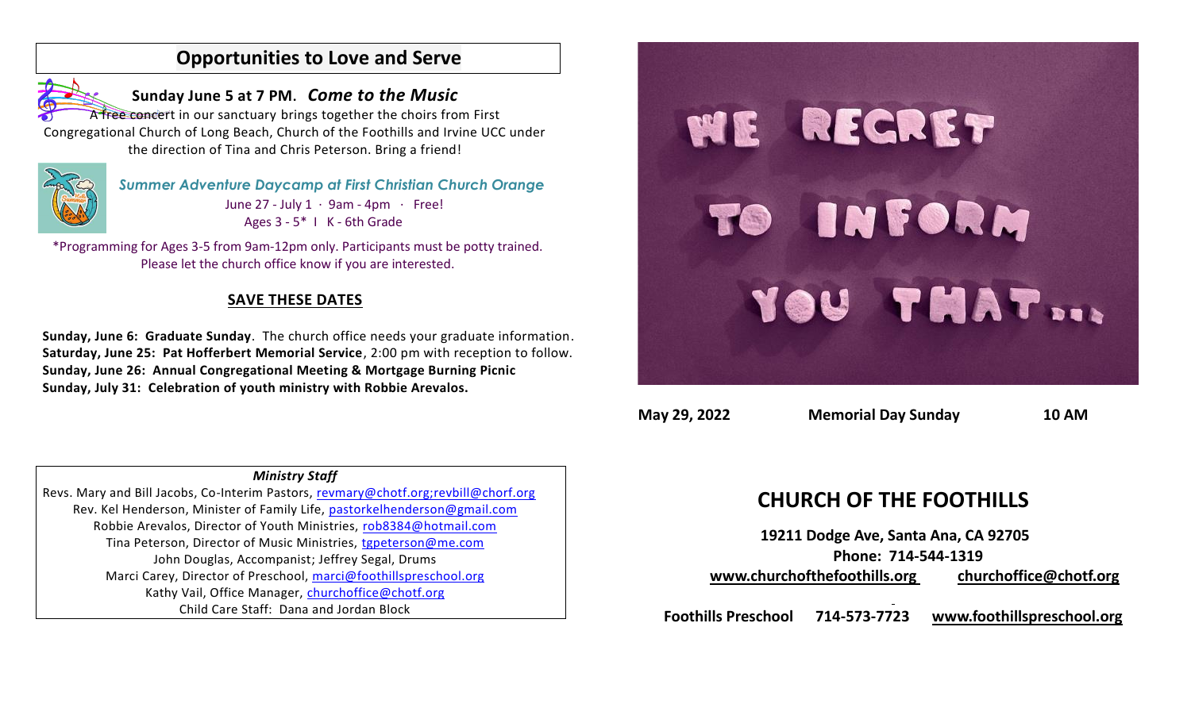## Opportunities to Love and Serve

**Sunday June 5 at 7 PM.** ***Come to the Music***

A free concert in our sanctuary brings together the choirs from First Congregational Church of Long Beach, Church of the Foothills and Irvine UCC under the direction of Tina and Chris Peterson. Bring a friend!

***Summer Adventure Daycamp at First Christian Church Orange***

June 27 - July 1 · 9am - 4pm · Free!

Ages 3 - 5* I K - 6th Grade

*Programming for Ages 3-5 from 9am-12pm only. Participants must be potty trained. Please let the church office know if you are interested.

### SAVE THESE DATES

**Sunday, June 6: Graduate Sunday**. The church office needs your graduate information.
**Saturday, June 25: Pat Hofferbert Memorial Service**, 2:00 pm with reception to follow.
**Sunday, June 26: Annual Congregational Meeting & Mortgage Burning Picnic**
**Sunday, July 31: Celebration of youth ministry with Robbie Arevalos.**

***Ministry Staff***

Revs. Mary and Bill Jacobs, Co-Interim Pastors, revmary@chotf.org;revbill@chorf.org
Rev. Kel Henderson, Minister of Family Life, pastorkelhenderson@gmail.com
Robbie Arevalos, Director of Youth Ministries, rob8384@hotmail.com
Tina Peterson, Director of Music Ministries, tgpeterson@me.com
John Douglas, Accompanist; Jeffrey Segal, Drums
Marci Carey, Director of Preschool, marci@foothillspreschool.org
Kathy Vail, Office Manager, churchoffice@chotf.org
Child Care Staff: Dana and Jordan Block

WE REGRET TO INFORM YOU THAT...

**May 29, 2022 Memorial Day Sunday 10 AM**

## CHURCH OF THE FOOTHILLS

**19211 Dodge Ave, Santa Ana, CA 92705**
**Phone: 714-544-1319**
**www.churchofthefoothills.org churchoffice@chotf.org**

**Foothills Preschool 714-573-7723 www.foothillspreschool.org**